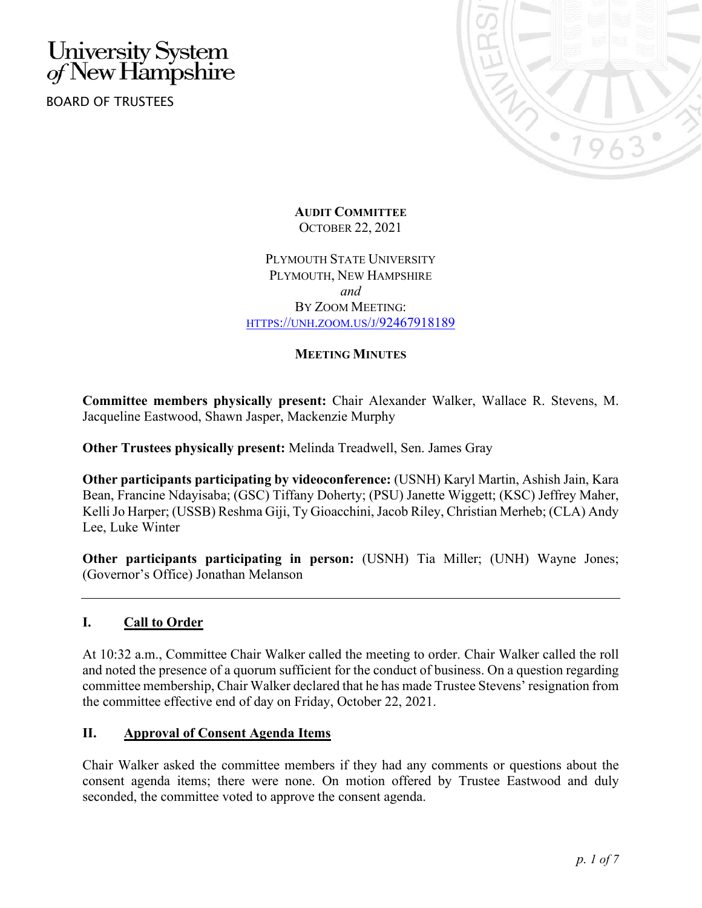University System of New Hampshire

BOARD OF TRUSTEES

**AUDIT COMMITTEE**
OCTOBER 22, 2021

PLYMOUTH STATE UNIVERSITY
PLYMOUTH, NEW HAMPSHIRE
*and*
BY ZOOM MEETING:
HTTPS://UNH.ZOOM.US/J/92467918189

**MEETING MINUTES**

**Committee members physically present:** Chair Alexander Walker, Wallace R. Stevens, M. Jacqueline Eastwood, Shawn Jasper, Mackenzie Murphy

**Other Trustees physically present:** Melinda Treadwell, Sen. James Gray

**Other participants participating by videoconference:** (USNH) Karyl Martin, Ashish Jain, Kara Bean, Francine Ndayisaba; (GSC) Tiffany Doherty; (PSU) Janette Wiggett; (KSC) Jeffrey Maher, Kelli Jo Harper; (USSB) Reshma Giji, Ty Gioacchini, Jacob Riley, Christian Merheb; (CLA) Andy Lee, Luke Winter

**Other participants participating in person:** (USNH) Tia Miller; (UNH) Wayne Jones; (Governor's Office) Jonathan Melanson

---

## I. Call to Order

At 10:32 a.m., Committee Chair Walker called the meeting to order. Chair Walker called the roll and noted the presence of a quorum sufficient for the conduct of business. On a question regarding committee membership, Chair Walker declared that he has made Trustee Stevens' resignation from the committee effective end of day on Friday, October 22, 2021.

## II. Approval of Consent Agenda Items

Chair Walker asked the committee members if they had any comments or questions about the consent agenda items; there were none. On motion offered by Trustee Eastwood and duly seconded, the committee voted to approve the consent agenda.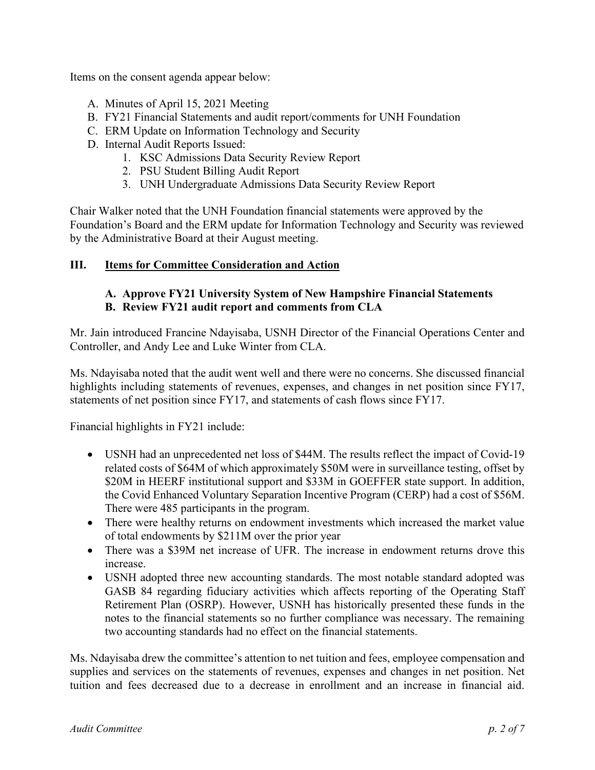Items on the consent agenda appear below:

A. Minutes of April 15, 2021 Meeting
B. FY21 Financial Statements and audit report/comments for UNH Foundation
C. ERM Update on Information Technology and Security
D. Internal Audit Reports Issued:
    1. KSC Admissions Data Security Review Report
    2. PSU Student Billing Audit Report
    3. UNH Undergraduate Admissions Data Security Review Report

Chair Walker noted that the UNH Foundation financial statements were approved by the Foundation's Board and the ERM update for Information Technology and Security was reviewed by the Administrative Board at their August meeting.

## III. Items for Committee Consideration and Action

### A. Approve FY21 University System of New Hampshire Financial Statements
### B. Review FY21 audit report and comments from CLA

Mr. Jain introduced Francine Ndayisaba, USNH Director of the Financial Operations Center and Controller, and Andy Lee and Luke Winter from CLA.

Ms. Ndayisaba noted that the audit went well and there were no concerns. She discussed financial highlights including statements of revenues, expenses, and changes in net position since FY17, statements of net position since FY17, and statements of cash flows since FY17.

Financial highlights in FY21 include:

- USNH had an unprecedented net loss of $44M. The results reflect the impact of Covid-19 related costs of $64M of which approximately $50M were in surveillance testing, offset by $20M in HEERF institutional support and $33M in GOEFFER state support. In addition, the Covid Enhanced Voluntary Separation Incentive Program (CERP) had a cost of $56M. There were 485 participants in the program.
- There were healthy returns on endowment investments which increased the market value of total endowments by $211M over the prior year
- There was a $39M net increase of UFR. The increase in endowment returns drove this increase.
- USNH adopted three new accounting standards. The most notable standard adopted was GASB 84 regarding fiduciary activities which affects reporting of the Operating Staff Retirement Plan (OSRP). However, USNH has historically presented these funds in the notes to the financial statements so no further compliance was necessary. The remaining two accounting standards had no effect on the financial statements.

Ms. Ndayisaba drew the committee's attention to net tuition and fees, employee compensation and supplies and services on the statements of revenues, expenses and changes in net position. Net tuition and fees decreased due to a decrease in enrollment and an increase in financial aid.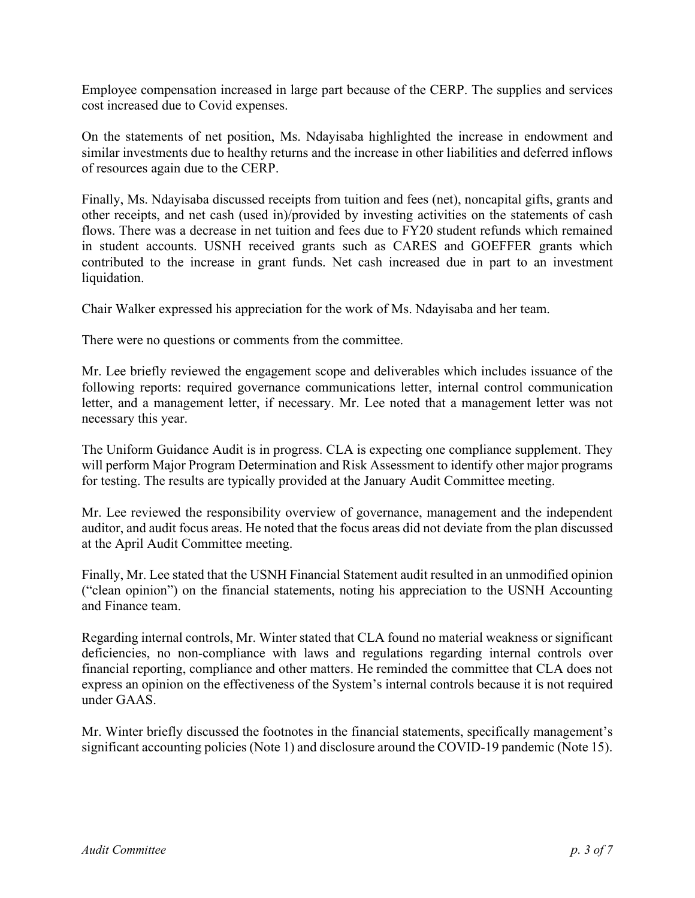Employee compensation increased in large part because of the CERP. The supplies and services cost increased due to Covid expenses.

On the statements of net position, Ms. Ndayisaba highlighted the increase in endowment and similar investments due to healthy returns and the increase in other liabilities and deferred inflows of resources again due to the CERP.

Finally, Ms. Ndayisaba discussed receipts from tuition and fees (net), noncapital gifts, grants and other receipts, and net cash (used in)/provided by investing activities on the statements of cash flows. There was a decrease in net tuition and fees due to FY20 student refunds which remained in student accounts. USNH received grants such as CARES and GOEFFER grants which contributed to the increase in grant funds. Net cash increased due in part to an investment liquidation.

Chair Walker expressed his appreciation for the work of Ms. Ndayisaba and her team.

There were no questions or comments from the committee.

Mr. Lee briefly reviewed the engagement scope and deliverables which includes issuance of the following reports: required governance communications letter, internal control communication letter, and a management letter, if necessary. Mr. Lee noted that a management letter was not necessary this year.

The Uniform Guidance Audit is in progress. CLA is expecting one compliance supplement. They will perform Major Program Determination and Risk Assessment to identify other major programs for testing. The results are typically provided at the January Audit Committee meeting.

Mr. Lee reviewed the responsibility overview of governance, management and the independent auditor, and audit focus areas. He noted that the focus areas did not deviate from the plan discussed at the April Audit Committee meeting.

Finally, Mr. Lee stated that the USNH Financial Statement audit resulted in an unmodified opinion ("clean opinion") on the financial statements, noting his appreciation to the USNH Accounting and Finance team.

Regarding internal controls, Mr. Winter stated that CLA found no material weakness or significant deficiencies, no non-compliance with laws and regulations regarding internal controls over financial reporting, compliance and other matters. He reminded the committee that CLA does not express an opinion on the effectiveness of the System's internal controls because it is not required under GAAS.

Mr. Winter briefly discussed the footnotes in the financial statements, specifically management's significant accounting policies (Note 1) and disclosure around the COVID-19 pandemic (Note 15).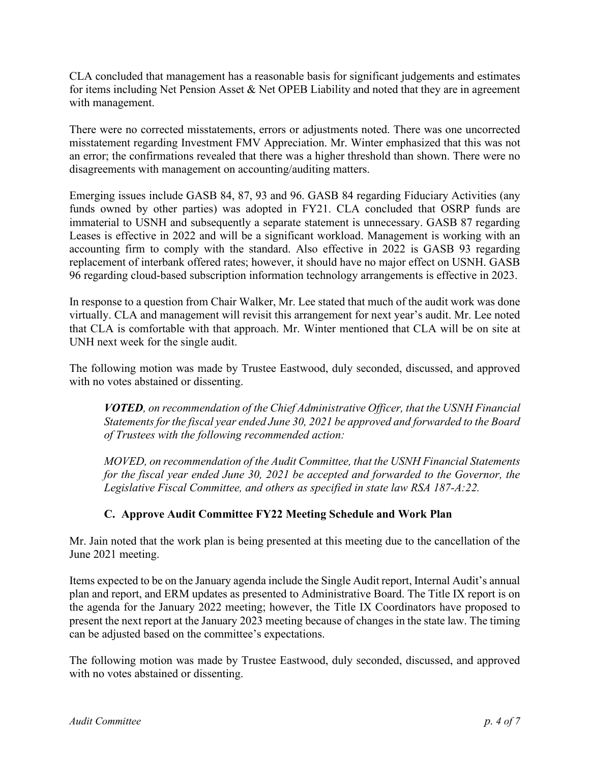CLA concluded that management has a reasonable basis for significant judgements and estimates for items including Net Pension Asset & Net OPEB Liability and noted that they are in agreement with management.

There were no corrected misstatements, errors or adjustments noted. There was one uncorrected misstatement regarding Investment FMV Appreciation. Mr. Winter emphasized that this was not an error; the confirmations revealed that there was a higher threshold than shown. There were no disagreements with management on accounting/auditing matters.

Emerging issues include GASB 84, 87, 93 and 96. GASB 84 regarding Fiduciary Activities (any funds owned by other parties) was adopted in FY21. CLA concluded that OSRP funds are immaterial to USNH and subsequently a separate statement is unnecessary. GASB 87 regarding Leases is effective in 2022 and will be a significant workload. Management is working with an accounting firm to comply with the standard. Also effective in 2022 is GASB 93 regarding replacement of interbank offered rates; however, it should have no major effect on USNH. GASB 96 regarding cloud-based subscription information technology arrangements is effective in 2023.

In response to a question from Chair Walker, Mr. Lee stated that much of the audit work was done virtually. CLA and management will revisit this arrangement for next year's audit. Mr. Lee noted that CLA is comfortable with that approach. Mr. Winter mentioned that CLA will be on site at UNH next week for the single audit.

The following motion was made by Trustee Eastwood, duly seconded, discussed, and approved with no votes abstained or dissenting.

> ***VOTED****, on recommendation of the Chief Administrative Officer, that the USNH Financial Statements for the fiscal year ended June 30, 2021 be approved and forwarded to the Board of Trustees with the following recommended action:*
>
> *MOVED, on recommendation of the Audit Committee, that the USNH Financial Statements for the fiscal year ended June 30, 2021 be accepted and forwarded to the Governor, the Legislative Fiscal Committee, and others as specified in state law RSA 187-A:22.*

### C. Approve Audit Committee FY22 Meeting Schedule and Work Plan

Mr. Jain noted that the work plan is being presented at this meeting due to the cancellation of the June 2021 meeting.

Items expected to be on the January agenda include the Single Audit report, Internal Audit's annual plan and report, and ERM updates as presented to Administrative Board. The Title IX report is on the agenda for the January 2022 meeting; however, the Title IX Coordinators have proposed to present the next report at the January 2023 meeting because of changes in the state law. The timing can be adjusted based on the committee's expectations.

The following motion was made by Trustee Eastwood, duly seconded, discussed, and approved with no votes abstained or dissenting.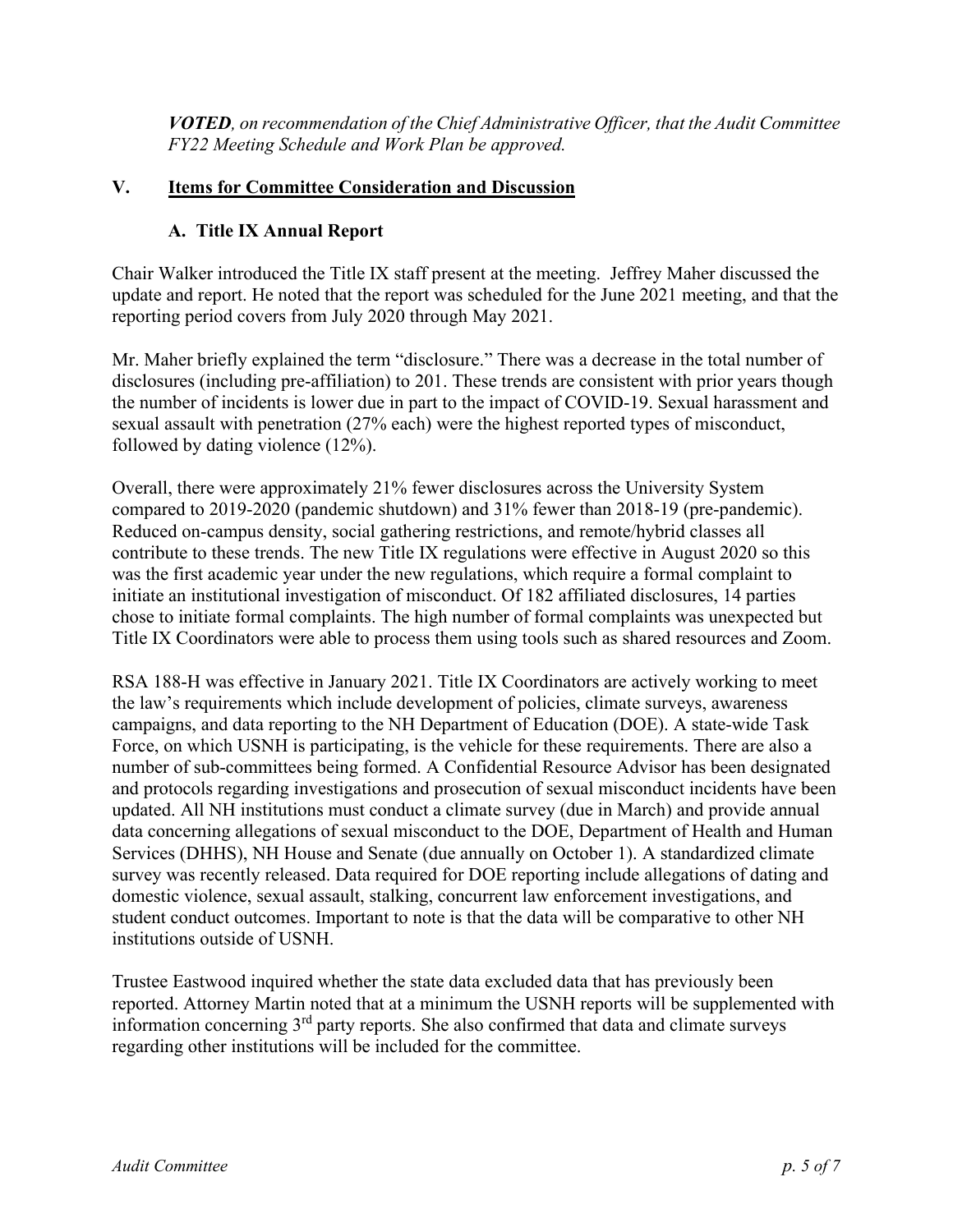***VOTED**, on recommendation of the Chief Administrative Officer, that the Audit Committee FY22 Meeting Schedule and Work Plan be approved.*

## V. Items for Committee Consideration and Discussion

### A. Title IX Annual Report

Chair Walker introduced the Title IX staff present at the meeting. Jeffrey Maher discussed the update and report. He noted that the report was scheduled for the June 2021 meeting, and that the reporting period covers from July 2020 through May 2021.

Mr. Maher briefly explained the term "disclosure." There was a decrease in the total number of disclosures (including pre-affiliation) to 201. These trends are consistent with prior years though the number of incidents is lower due in part to the impact of COVID-19. Sexual harassment and sexual assault with penetration (27% each) were the highest reported types of misconduct, followed by dating violence (12%).

Overall, there were approximately 21% fewer disclosures across the University System compared to 2019-2020 (pandemic shutdown) and 31% fewer than 2018-19 (pre-pandemic). Reduced on-campus density, social gathering restrictions, and remote/hybrid classes all contribute to these trends. The new Title IX regulations were effective in August 2020 so this was the first academic year under the new regulations, which require a formal complaint to initiate an institutional investigation of misconduct. Of 182 affiliated disclosures, 14 parties chose to initiate formal complaints. The high number of formal complaints was unexpected but Title IX Coordinators were able to process them using tools such as shared resources and Zoom.

RSA 188-H was effective in January 2021. Title IX Coordinators are actively working to meet the law's requirements which include development of policies, climate surveys, awareness campaigns, and data reporting to the NH Department of Education (DOE). A state-wide Task Force, on which USNH is participating, is the vehicle for these requirements. There are also a number of sub-committees being formed. A Confidential Resource Advisor has been designated and protocols regarding investigations and prosecution of sexual misconduct incidents have been updated. All NH institutions must conduct a climate survey (due in March) and provide annual data concerning allegations of sexual misconduct to the DOE, Department of Health and Human Services (DHHS), NH House and Senate (due annually on October 1). A standardized climate survey was recently released. Data required for DOE reporting include allegations of dating and domestic violence, sexual assault, stalking, concurrent law enforcement investigations, and student conduct outcomes. Important to note is that the data will be comparative to other NH institutions outside of USNH.

Trustee Eastwood inquired whether the state data excluded data that has previously been reported. Attorney Martin noted that at a minimum the USNH reports will be supplemented with information concerning 3rd party reports. She also confirmed that data and climate surveys regarding other institutions will be included for the committee.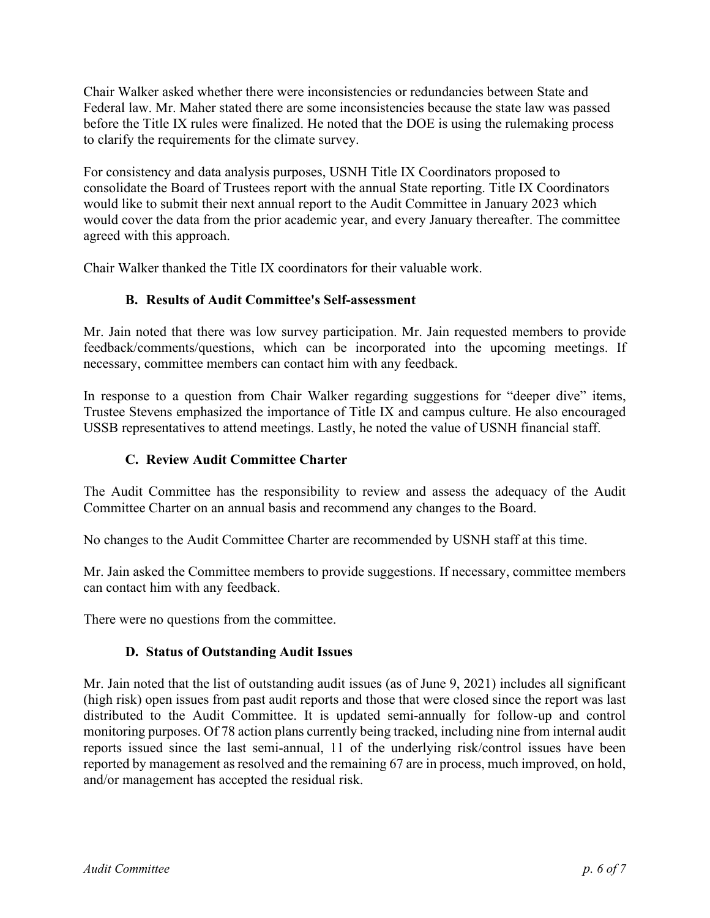Chair Walker asked whether there were inconsistencies or redundancies between State and Federal law. Mr. Maher stated there are some inconsistencies because the state law was passed before the Title IX rules were finalized. He noted that the DOE is using the rulemaking process to clarify the requirements for the climate survey.

For consistency and data analysis purposes, USNH Title IX Coordinators proposed to consolidate the Board of Trustees report with the annual State reporting. Title IX Coordinators would like to submit their next annual report to the Audit Committee in January 2023 which would cover the data from the prior academic year, and every January thereafter. The committee agreed with this approach.

Chair Walker thanked the Title IX coordinators for their valuable work.

### B. Results of Audit Committee's Self-assessment

Mr. Jain noted that there was low survey participation. Mr. Jain requested members to provide feedback/comments/questions, which can be incorporated into the upcoming meetings. If necessary, committee members can contact him with any feedback.

In response to a question from Chair Walker regarding suggestions for "deeper dive" items, Trustee Stevens emphasized the importance of Title IX and campus culture. He also encouraged USSB representatives to attend meetings. Lastly, he noted the value of USNH financial staff.

### C. Review Audit Committee Charter

The Audit Committee has the responsibility to review and assess the adequacy of the Audit Committee Charter on an annual basis and recommend any changes to the Board.

No changes to the Audit Committee Charter are recommended by USNH staff at this time.

Mr. Jain asked the Committee members to provide suggestions. If necessary, committee members can contact him with any feedback.

There were no questions from the committee.

### D. Status of Outstanding Audit Issues

Mr. Jain noted that the list of outstanding audit issues (as of June 9, 2021) includes all significant (high risk) open issues from past audit reports and those that were closed since the report was last distributed to the Audit Committee. It is updated semi-annually for follow-up and control monitoring purposes. Of 78 action plans currently being tracked, including nine from internal audit reports issued since the last semi-annual, 11 of the underlying risk/control issues have been reported by management as resolved and the remaining 67 are in process, much improved, on hold, and/or management has accepted the residual risk.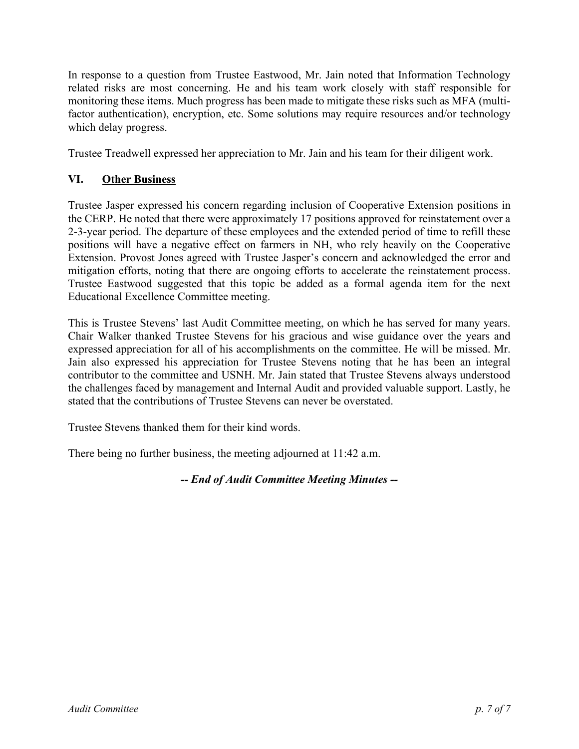In response to a question from Trustee Eastwood, Mr. Jain noted that Information Technology related risks are most concerning. He and his team work closely with staff responsible for monitoring these items. Much progress has been made to mitigate these risks such as MFA (multi-factor authentication), encryption, etc. Some solutions may require resources and/or technology which delay progress.

Trustee Treadwell expressed her appreciation to Mr. Jain and his team for their diligent work.

## VI. Other Business

Trustee Jasper expressed his concern regarding inclusion of Cooperative Extension positions in the CERP. He noted that there were approximately 17 positions approved for reinstatement over a 2-3-year period. The departure of these employees and the extended period of time to refill these positions will have a negative effect on farmers in NH, who rely heavily on the Cooperative Extension. Provost Jones agreed with Trustee Jasper's concern and acknowledged the error and mitigation efforts, noting that there are ongoing efforts to accelerate the reinstatement process. Trustee Eastwood suggested that this topic be added as a formal agenda item for the next Educational Excellence Committee meeting.

This is Trustee Stevens' last Audit Committee meeting, on which he has served for many years. Chair Walker thanked Trustee Stevens for his gracious and wise guidance over the years and expressed appreciation for all of his accomplishments on the committee. He will be missed. Mr. Jain also expressed his appreciation for Trustee Stevens noting that he has been an integral contributor to the committee and USNH. Mr. Jain stated that Trustee Stevens always understood the challenges faced by management and Internal Audit and provided valuable support. Lastly, he stated that the contributions of Trustee Stevens can never be overstated.

Trustee Stevens thanked them for their kind words.

There being no further business, the meeting adjourned at 11:42 a.m.

***-- End of Audit Committee Meeting Minutes --***